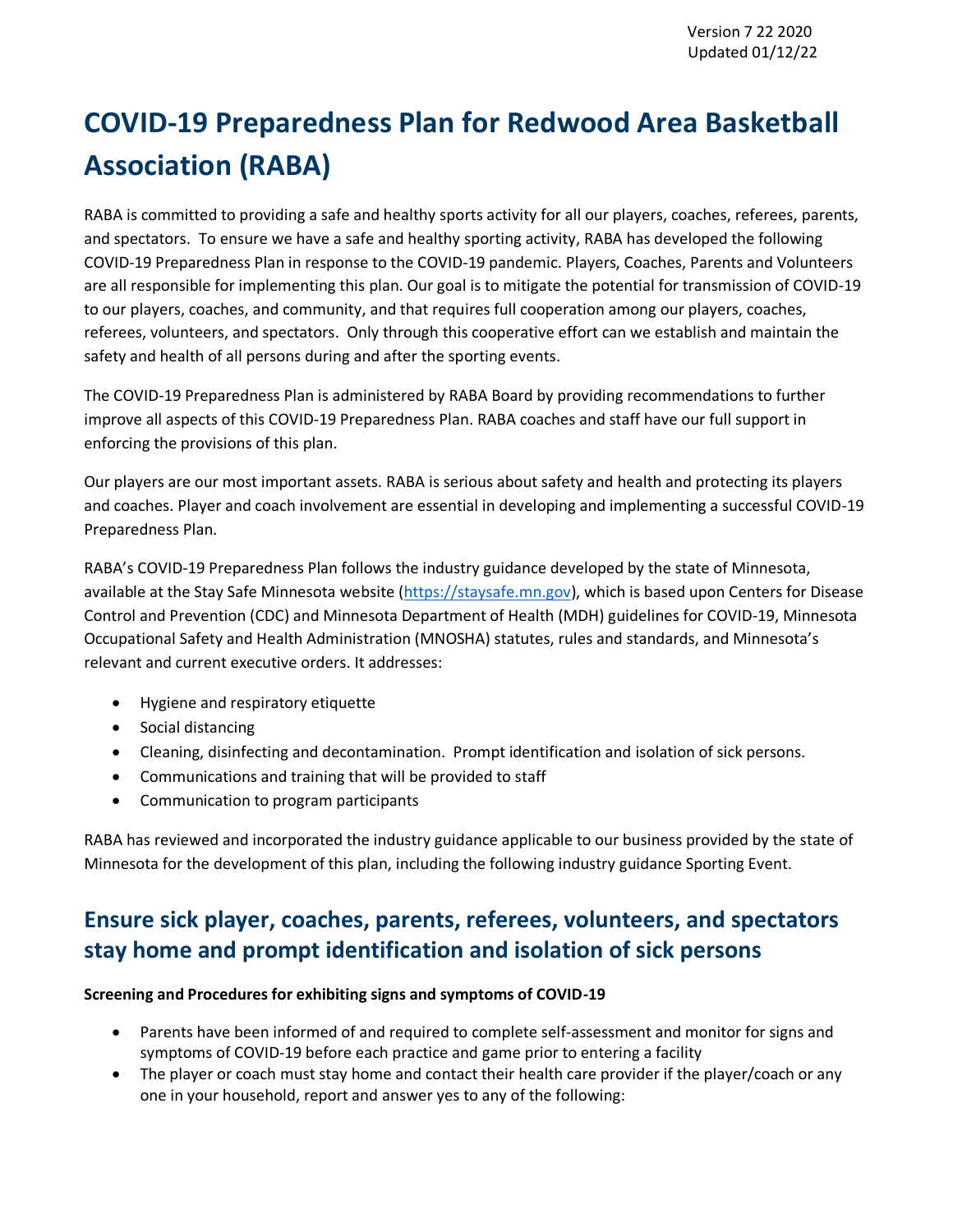Version 7 22 2020
Updated 01/12/22

# COVID-19 Preparedness Plan for Redwood Area Basketball Association (RABA)

RABA is committed to providing a safe and healthy sports activity for all our players, coaches, referees, parents, and spectators. To ensure we have a safe and healthy sporting activity, RABA has developed the following COVID-19 Preparedness Plan in response to the COVID-19 pandemic. Players, Coaches, Parents and Volunteers are all responsible for implementing this plan. Our goal is to mitigate the potential for transmission of COVID-19 to our players, coaches, and community, and that requires full cooperation among our players, coaches, referees, volunteers, and spectators. Only through this cooperative effort can we establish and maintain the safety and health of all persons during and after the sporting events.

The COVID-19 Preparedness Plan is administered by RABA Board by providing recommendations to further improve all aspects of this COVID-19 Preparedness Plan. RABA coaches and staff have our full support in enforcing the provisions of this plan.

Our players are our most important assets. RABA is serious about safety and health and protecting its players and coaches. Player and coach involvement are essential in developing and implementing a successful COVID-19 Preparedness Plan.

RABA's COVID-19 Preparedness Plan follows the industry guidance developed by the state of Minnesota, available at the Stay Safe Minnesota website (https://staysafe.mn.gov), which is based upon Centers for Disease Control and Prevention (CDC) and Minnesota Department of Health (MDH) guidelines for COVID-19, Minnesota Occupational Safety and Health Administration (MNOSHA) statutes, rules and standards, and Minnesota's relevant and current executive orders. It addresses:

- Hygiene and respiratory etiquette
- Social distancing
- Cleaning, disinfecting and decontamination. Prompt identification and isolation of sick persons.
- Communications and training that will be provided to staff
- Communication to program participants

RABA has reviewed and incorporated the industry guidance applicable to our business provided by the state of Minnesota for the development of this plan, including the following industry guidance Sporting Event.

## Ensure sick player, coaches, parents, referees, volunteers, and spectators stay home and prompt identification and isolation of sick persons

**Screening and Procedures for exhibiting signs and symptoms of COVID-19**

- Parents have been informed of and required to complete self-assessment and monitor for signs and symptoms of COVID-19 before each practice and game prior to entering a facility
- The player or coach must stay home and contact their health care provider if the player/coach or any one in your household, report and answer yes to any of the following: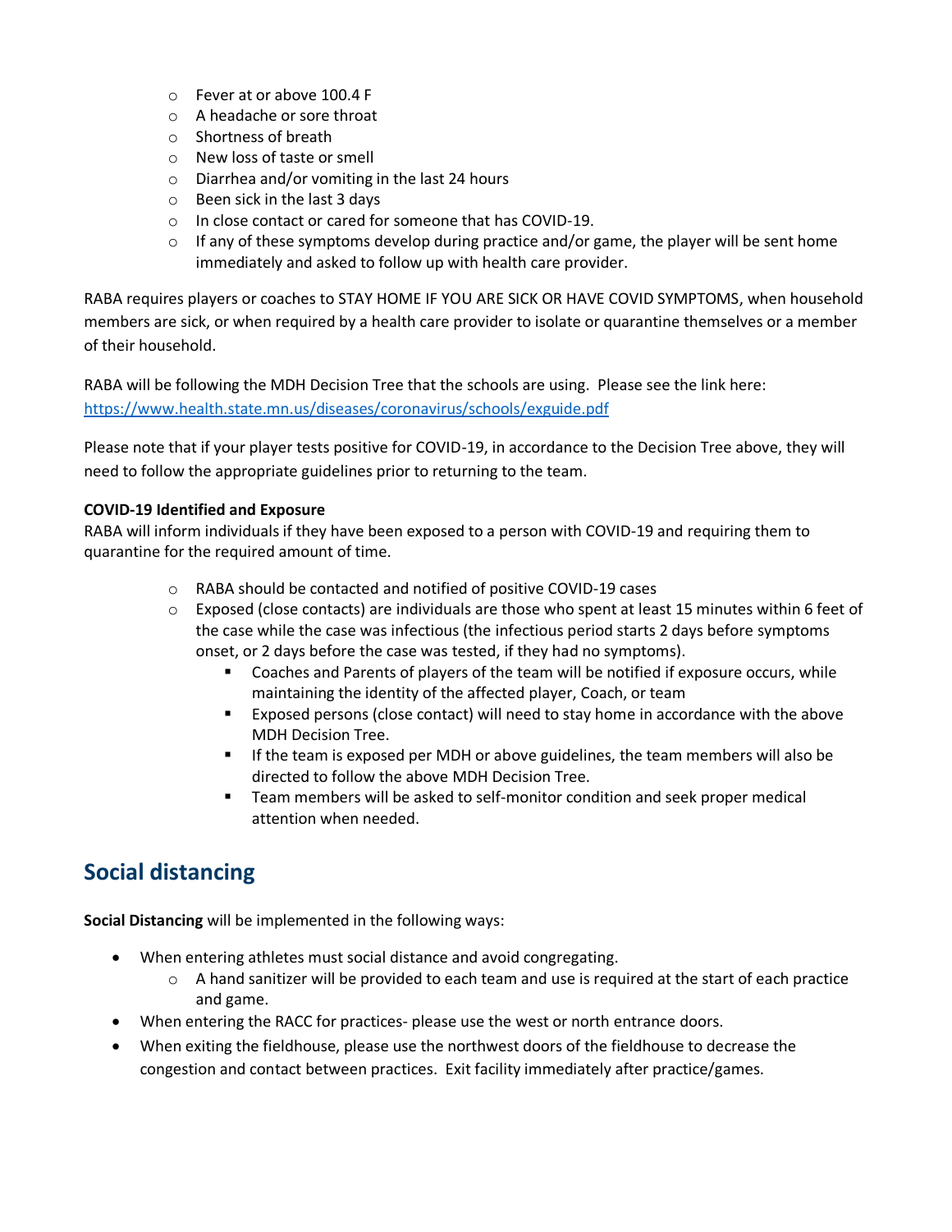- Fever at or above 100.4 F
  - A headache or sore throat
  - Shortness of breath
  - New loss of taste or smell
  - Diarrhea and/or vomiting in the last 24 hours
  - Been sick in the last 3 days
  - In close contact or cared for someone that has COVID-19.
  - If any of these symptoms develop during practice and/or game, the player will be sent home immediately and asked to follow up with health care provider.

RABA requires players or coaches to STAY HOME IF YOU ARE SICK OR HAVE COVID SYMPTOMS, when household members are sick, or when required by a health care provider to isolate or quarantine themselves or a member of their household.

RABA will be following the MDH Decision Tree that the schools are using. Please see the link here: https://www.health.state.mn.us/diseases/coronavirus/schools/exguide.pdf

Please note that if your player tests positive for COVID-19, in accordance to the Decision Tree above, they will need to follow the appropriate guidelines prior to returning to the team.

**COVID-19 Identified and Exposure**

RABA will inform individuals if they have been exposed to a person with COVID-19 and requiring them to quarantine for the required amount of time.

  - RABA should be contacted and notified of positive COVID-19 cases
  - Exposed (close contacts) are individuals are those who spent at least 15 minutes within 6 feet of the case while the case was infectious (the infectious period starts 2 days before symptoms onset, or 2 days before the case was tested, if they had no symptoms).
    - Coaches and Parents of players of the team will be notified if exposure occurs, while maintaining the identity of the affected player, Coach, or team
    - Exposed persons (close contact) will need to stay home in accordance with the above MDH Decision Tree.
    - If the team is exposed per MDH or above guidelines, the team members will also be directed to follow the above MDH Decision Tree.
    - Team members will be asked to self-monitor condition and seek proper medical attention when needed.

## Social distancing

**Social Distancing** will be implemented in the following ways:

- When entering athletes must social distance and avoid congregating.
  - A hand sanitizer will be provided to each team and use is required at the start of each practice and game.
- When entering the RACC for practices- please use the west or north entrance doors.
- When exiting the fieldhouse, please use the northwest doors of the fieldhouse to decrease the congestion and contact between practices. Exit facility immediately after practice/games.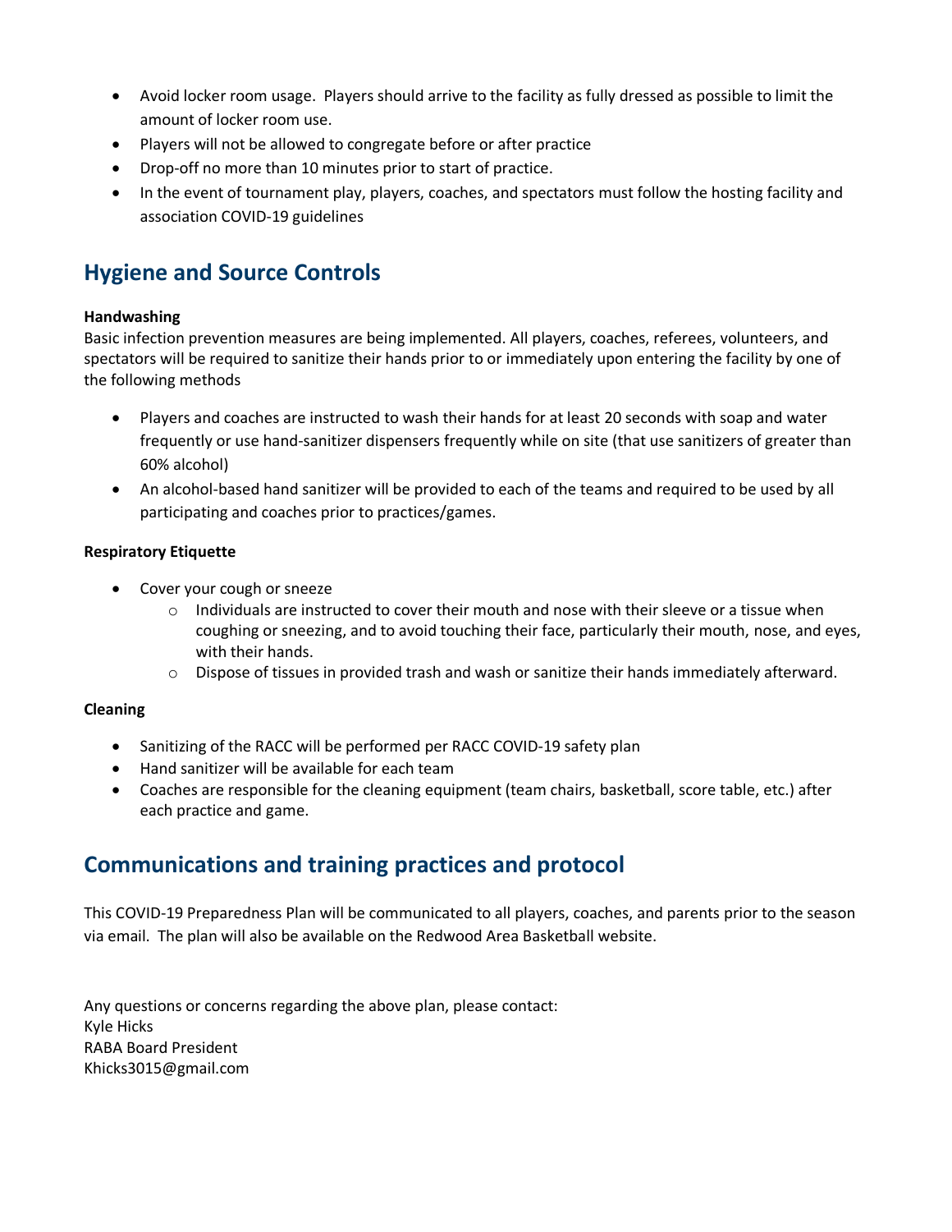- Avoid locker room usage. Players should arrive to the facility as fully dressed as possible to limit the amount of locker room use.
- Players will not be allowed to congregate before or after practice
- Drop-off no more than 10 minutes prior to start of practice.
- In the event of tournament play, players, coaches, and spectators must follow the hosting facility and association COVID-19 guidelines

## Hygiene and Source Controls

**Handwashing**

Basic infection prevention measures are being implemented. All players, coaches, referees, volunteers, and spectators will be required to sanitize their hands prior to or immediately upon entering the facility by one of the following methods

- Players and coaches are instructed to wash their hands for at least 20 seconds with soap and water frequently or use hand-sanitizer dispensers frequently while on site (that use sanitizers of greater than 60% alcohol)
- An alcohol-based hand sanitizer will be provided to each of the teams and required to be used by all participating and coaches prior to practices/games.

**Respiratory Etiquette**

- Cover your cough or sneeze
  - Individuals are instructed to cover their mouth and nose with their sleeve or a tissue when coughing or sneezing, and to avoid touching their face, particularly their mouth, nose, and eyes, with their hands.
  - Dispose of tissues in provided trash and wash or sanitize their hands immediately afterward.

**Cleaning**

- Sanitizing of the RACC will be performed per RACC COVID-19 safety plan
- Hand sanitizer will be available for each team
- Coaches are responsible for the cleaning equipment (team chairs, basketball, score table, etc.) after each practice and game.

## Communications and training practices and protocol

This COVID-19 Preparedness Plan will be communicated to all players, coaches, and parents prior to the season via email. The plan will also be available on the Redwood Area Basketball website.

Any questions or concerns regarding the above plan, please contact:
Kyle Hicks
RABA Board President
Khicks3015@gmail.com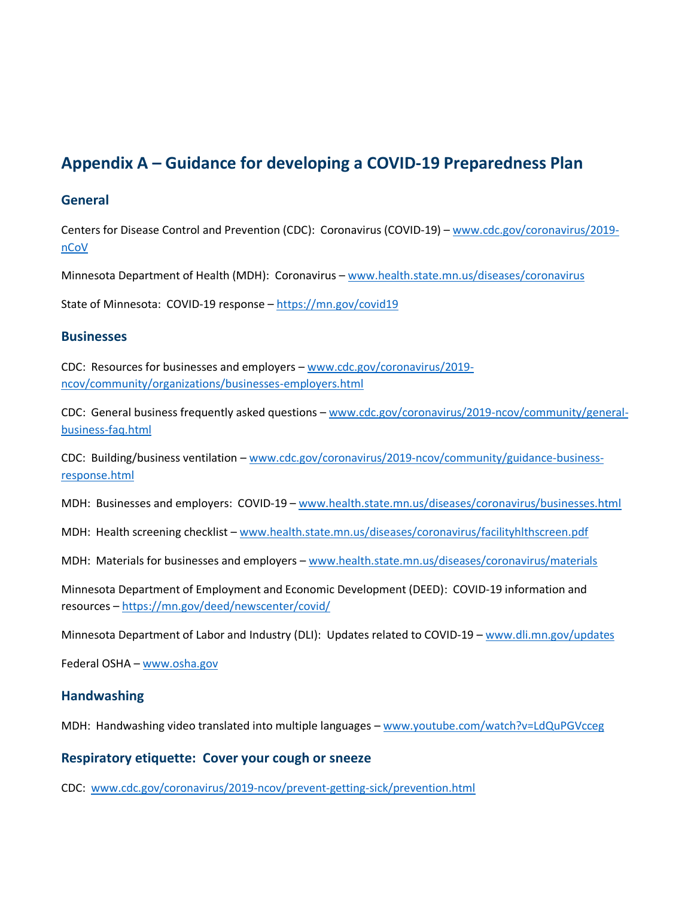## Appendix A – Guidance for developing a COVID-19 Preparedness Plan

### General

Centers for Disease Control and Prevention (CDC): Coronavirus (COVID-19) – [www.cdc.gov/coronavirus/2019-nCoV](www.cdc.gov/coronavirus/2019-nCoV)

Minnesota Department of Health (MDH): Coronavirus – [www.health.state.mn.us/diseases/coronavirus](www.health.state.mn.us/diseases/coronavirus)

State of Minnesota: COVID-19 response – [https://mn.gov/covid19](https://mn.gov/covid19)

### Businesses

CDC: Resources for businesses and employers – [www.cdc.gov/coronavirus/2019-ncov/community/organizations/businesses-employers.html](www.cdc.gov/coronavirus/2019-ncov/community/organizations/businesses-employers.html)

CDC: General business frequently asked questions – [www.cdc.gov/coronavirus/2019-ncov/community/general-business-faq.html](www.cdc.gov/coronavirus/2019-ncov/community/general-business-faq.html)

CDC: Building/business ventilation – [www.cdc.gov/coronavirus/2019-ncov/community/guidance-business-response.html](www.cdc.gov/coronavirus/2019-ncov/community/guidance-business-response.html)

MDH: Businesses and employers: COVID-19 – [www.health.state.mn.us/diseases/coronavirus/businesses.html](www.health.state.mn.us/diseases/coronavirus/businesses.html)

MDH: Health screening checklist – [www.health.state.mn.us/diseases/coronavirus/facilityhlthscreen.pdf](www.health.state.mn.us/diseases/coronavirus/facilityhlthscreen.pdf)

MDH: Materials for businesses and employers – [www.health.state.mn.us/diseases/coronavirus/materials](www.health.state.mn.us/diseases/coronavirus/materials)

Minnesota Department of Employment and Economic Development (DEED): COVID-19 information and resources – [https://mn.gov/deed/newscenter/covid/](https://mn.gov/deed/newscenter/covid/)

Minnesota Department of Labor and Industry (DLI): Updates related to COVID-19 – [www.dli.mn.gov/updates](www.dli.mn.gov/updates)

Federal OSHA – [www.osha.gov](www.osha.gov)

### Handwashing

MDH: Handwashing video translated into multiple languages – [www.youtube.com/watch?v=LdQuPGVcceg](www.youtube.com/watch?v=LdQuPGVcceg)

### Respiratory etiquette: Cover your cough or sneeze

CDC: [www.cdc.gov/coronavirus/2019-ncov/prevent-getting-sick/prevention.html](www.cdc.gov/coronavirus/2019-ncov/prevent-getting-sick/prevention.html)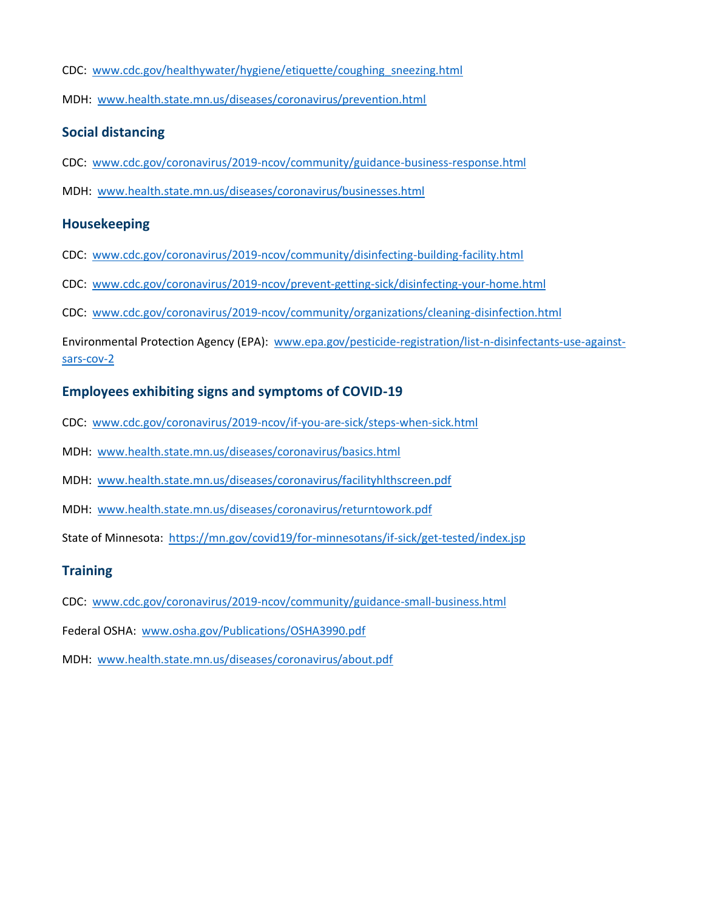CDC: www.cdc.gov/healthywater/hygiene/etiquette/coughing_sneezing.html

MDH: www.health.state.mn.us/diseases/coronavirus/prevention.html

### Social distancing

CDC: www.cdc.gov/coronavirus/2019-ncov/community/guidance-business-response.html

MDH: www.health.state.mn.us/diseases/coronavirus/businesses.html

### Housekeeping

CDC: www.cdc.gov/coronavirus/2019-ncov/community/disinfecting-building-facility.html

CDC: www.cdc.gov/coronavirus/2019-ncov/prevent-getting-sick/disinfecting-your-home.html

CDC: www.cdc.gov/coronavirus/2019-ncov/community/organizations/cleaning-disinfection.html

Environmental Protection Agency (EPA): www.epa.gov/pesticide-registration/list-n-disinfectants-use-against-sars-cov-2

### Employees exhibiting signs and symptoms of COVID-19

CDC: www.cdc.gov/coronavirus/2019-ncov/if-you-are-sick/steps-when-sick.html

MDH: www.health.state.mn.us/diseases/coronavirus/basics.html

MDH: www.health.state.mn.us/diseases/coronavirus/facilityhlthscreen.pdf

MDH: www.health.state.mn.us/diseases/coronavirus/returntowork.pdf

State of Minnesota: https://mn.gov/covid19/for-minnesotans/if-sick/get-tested/index.jsp

### Training

CDC: www.cdc.gov/coronavirus/2019-ncov/community/guidance-small-business.html

Federal OSHA: www.osha.gov/Publications/OSHA3990.pdf

MDH: www.health.state.mn.us/diseases/coronavirus/about.pdf